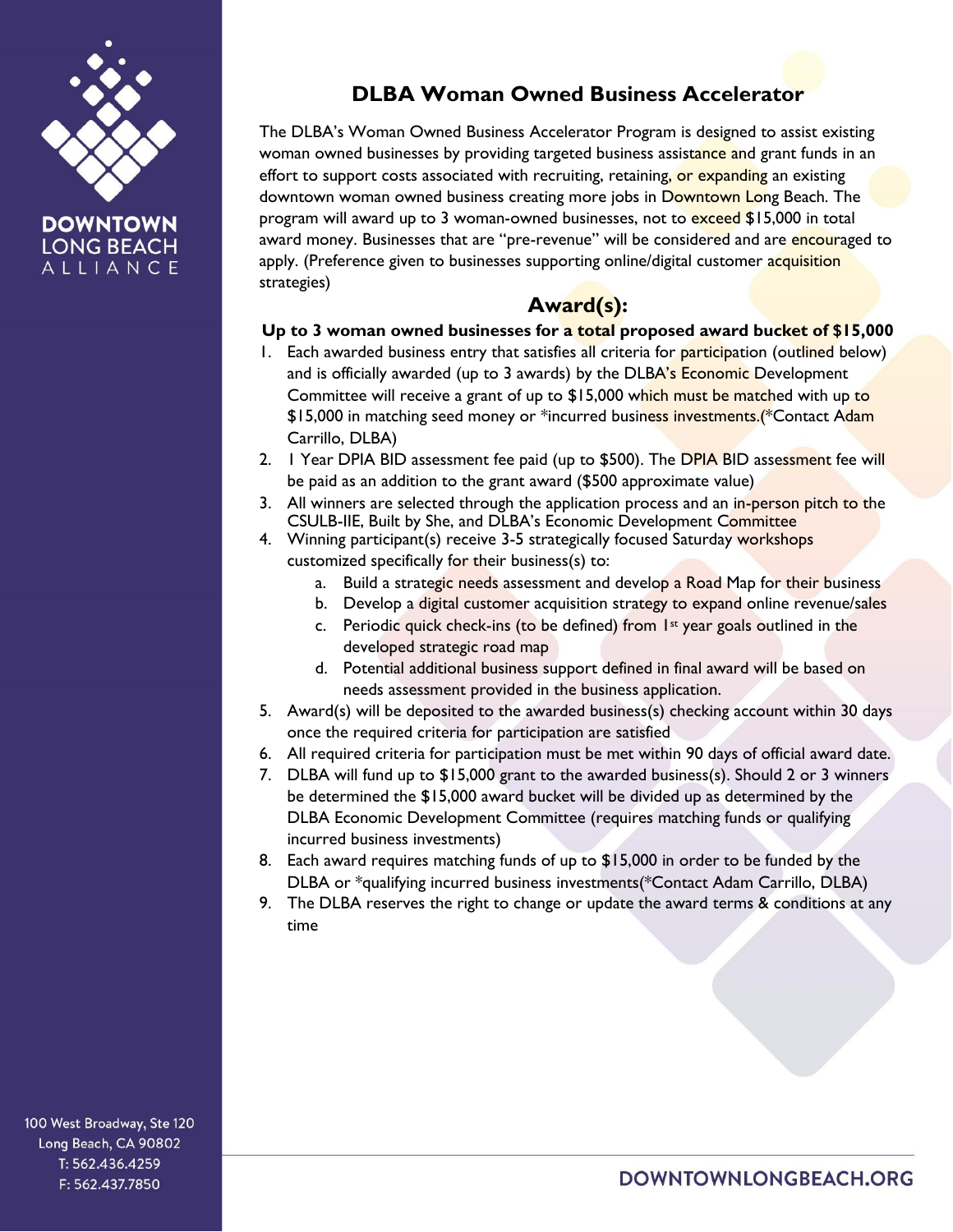# DLBA Woman Owned Business Accelerator

The DLBA's Woman Owned Business Accelerator Program is designed to assist existing woman owned businesses by providing targeted business assistance and grant funds in an effort to support costs associated with recruiting, retaining, or expanding an existing downtown woman owned business creating more jobs in Downtown Long Beach. The program will award up to 3 woman-owned businesses, not to exceed $15,000 in total award money. Businesses that are "pre-revenue" will be considered and are encouraged to apply. (Preference given to businesses supporting online/digital customer acquisition strategies)

## Award(s):

**Up to 3 woman owned businesses for a total proposed award bucket of $15,000**

1. Each awarded business entry that satisfies all criteria for participation (outlined below) and is officially awarded (up to 3 awards) by the DLBA's Economic Development Committee will receive a grant of up to $15,000 which must be matched with up to $15,000 in matching seed money or *incurred business investments.(*Contact Adam Carrillo, DLBA)
2. 1 Year DPIA BID assessment fee paid (up to $500). The DPIA BID assessment fee will be paid as an addition to the grant award ($500 approximate value)
3. All winners are selected through the application process and an in-person pitch to the CSULB-IIE, Built by She, and DLBA's Economic Development Committee
4. Winning participant(s) receive 3-5 strategically focused Saturday workshops customized specifically for their business(s) to:
   a. Build a strategic needs assessment and develop a Road Map for their business
   b. Develop a digital customer acquisition strategy to expand online revenue/sales
   c. Periodic quick check-ins (to be defined) from 1st year goals outlined in the developed strategic road map
   d. Potential additional business support defined in final award will be based on needs assessment provided in the business application.
5. Award(s) will be deposited to the awarded business(s) checking account within 30 days once the required criteria for participation are satisfied
6. All required criteria for participation must be met within 90 days of official award date.
7. DLBA will fund up to $15,000 grant to the awarded business(s). Should 2 or 3 winners be determined the $15,000 award bucket will be divided up as determined by the DLBA Economic Development Committee (requires matching funds or qualifying incurred business investments)
8. Each award requires matching funds of up to $15,000 in order to be funded by the DLBA or *qualifying incurred business investments(*Contact Adam Carrillo, DLBA)
9. The DLBA reserves the right to change or update the award terms & conditions at any time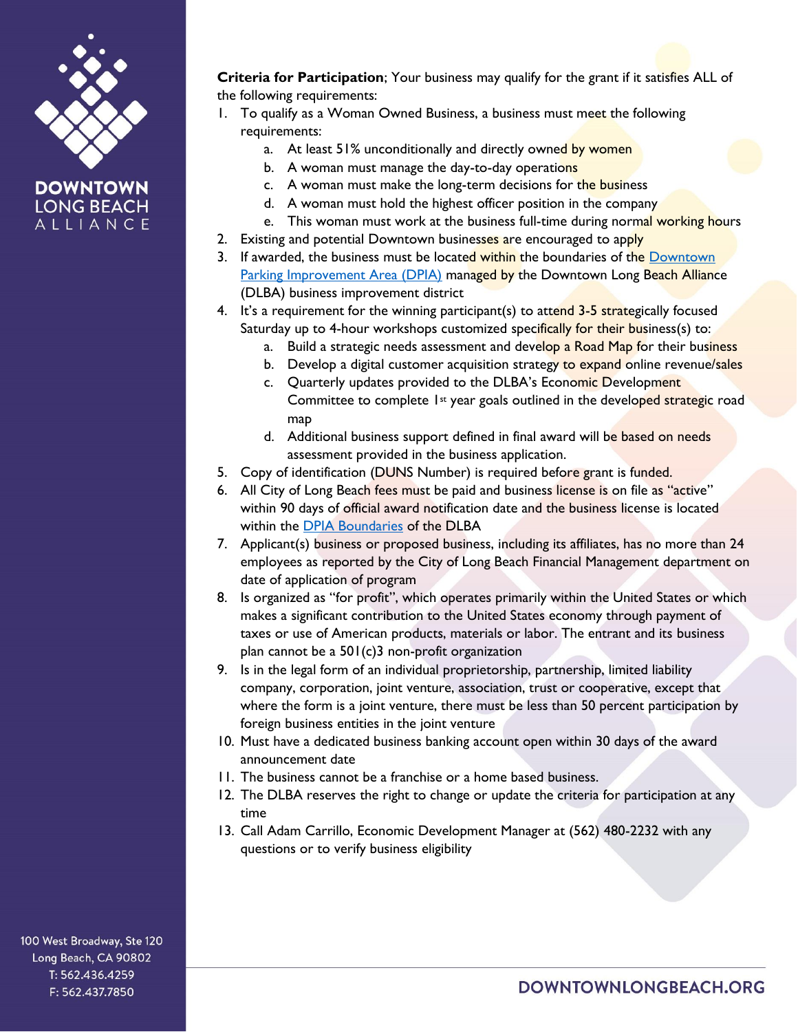**Criteria for Participation**; Your business may qualify for the grant if it satisfies ALL of the following requirements:

1. To qualify as a Woman Owned Business, a business must meet the following requirements:
   a. At least 51% unconditionally and directly owned by women
   b. A woman must manage the day-to-day operations
   c. A woman must make the long-term decisions for the business
   d. A woman must hold the highest officer position in the company
   e. This woman must work at the business full-time during normal working hours
2. Existing and potential Downtown businesses are encouraged to apply
3. If awarded, the business must be located within the boundaries of the [Downtown Parking Improvement Area (DPIA)] managed by the Downtown Long Beach Alliance (DLBA) business improvement district
4. It's a requirement for the winning participant(s) to attend 3-5 strategically focused Saturday up to 4-hour workshops customized specifically for their business(s) to:
   a. Build a strategic needs assessment and develop a Road Map for their business
   b. Develop a digital customer acquisition strategy to expand online revenue/sales
   c. Quarterly updates provided to the DLBA's Economic Development Committee to complete 1st year goals outlined in the developed strategic road map
   d. Additional business support defined in final award will be based on needs assessment provided in the business application.
5. Copy of identification (DUNS Number) is required before grant is funded.
6. All City of Long Beach fees must be paid and business license is on file as "active" within 90 days of official award notification date and the business license is located within the [DPIA Boundaries] of the DLBA
7. Applicant(s) business or proposed business, including its affiliates, has no more than 24 employees as reported by the City of Long Beach Financial Management department on date of application of program
8. Is organized as "for profit", which operates primarily within the United States or which makes a significant contribution to the United States economy through payment of taxes or use of American products, materials or labor. The entrant and its business plan cannot be a 501(c)3 non-profit organization
9. Is in the legal form of an individual proprietorship, partnership, limited liability company, corporation, joint venture, association, trust or cooperative, except that where the form is a joint venture, there must be less than 50 percent participation by foreign business entities in the joint venture
10. Must have a dedicated business banking account open within 30 days of the award announcement date
11. The business cannot be a franchise or a home based business.
12. The DLBA reserves the right to change or update the criteria for participation at any time
13. Call Adam Carrillo, Economic Development Manager at (562) 480-2232 with any questions or to verify business eligibility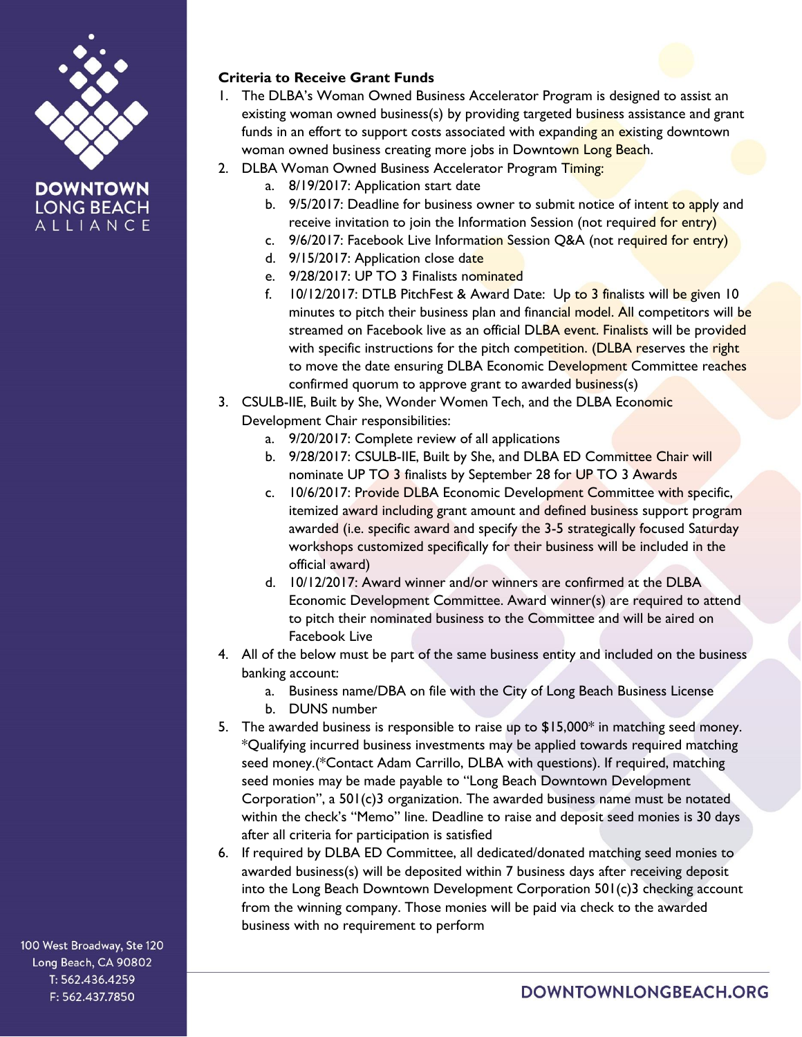**Criteria to Receive Grant Funds**

1. The DLBA's Woman Owned Business Accelerator Program is designed to assist an existing woman owned business(s) by providing targeted business assistance and grant funds in an effort to support costs associated with expanding an existing downtown woman owned business creating more jobs in Downtown Long Beach.
2. DLBA Woman Owned Business Accelerator Program Timing:
   a. 8/19/2017: Application start date
   b. 9/5/2017: Deadline for business owner to submit notice of intent to apply and receive invitation to join the Information Session (not required for entry)
   c. 9/6/2017: Facebook Live Information Session Q&A (not required for entry)
   d. 9/15/2017: Application close date
   e. 9/28/2017: UP TO 3 Finalists nominated
   f. 10/12/2017: DTLB PitchFest & Award Date: Up to 3 finalists will be given 10 minutes to pitch their business plan and financial model. All competitors will be streamed on Facebook live as an official DLBA event. Finalists will be provided with specific instructions for the pitch competition. (DLBA reserves the right to move the date ensuring DLBA Economic Development Committee reaches confirmed quorum to approve grant to awarded business(s)
3. CSULB-IIE, Built by She, Wonder Women Tech, and the DLBA Economic Development Chair responsibilities:
   a. 9/20/2017: Complete review of all applications
   b. 9/28/2017: CSULB-IIE, Built by She, and DLBA ED Committee Chair will nominate UP TO 3 finalists by September 28 for UP TO 3 Awards
   c. 10/6/2017: Provide DLBA Economic Development Committee with specific, itemized award including grant amount and defined business support program awarded (i.e. specific award and specify the 3-5 strategically focused Saturday workshops customized specifically for their business will be included in the official award)
   d. 10/12/2017: Award winner and/or winners are confirmed at the DLBA Economic Development Committee. Award winner(s) are required to attend to pitch their nominated business to the Committee and will be aired on Facebook Live
4. All of the below must be part of the same business entity and included on the business banking account:
   a. Business name/DBA on file with the City of Long Beach Business License
   b. DUNS number
5. The awarded business is responsible to raise up to $15,000* in matching seed money. *Qualifying incurred business investments may be applied towards required matching seed money.(*Contact Adam Carrillo, DLBA with questions). If required, matching seed monies may be made payable to "Long Beach Downtown Development Corporation", a 501(c)3 organization. The awarded business name must be notated within the check's "Memo" line. Deadline to raise and deposit seed monies is 30 days after all criteria for participation is satisfied
6. If required by DLBA ED Committee, all dedicated/donated matching seed monies to awarded business(s) will be deposited within 7 business days after receiving deposit into the Long Beach Downtown Development Corporation 501(c)3 checking account from the winning company. Those monies will be paid via check to the awarded business with no requirement to perform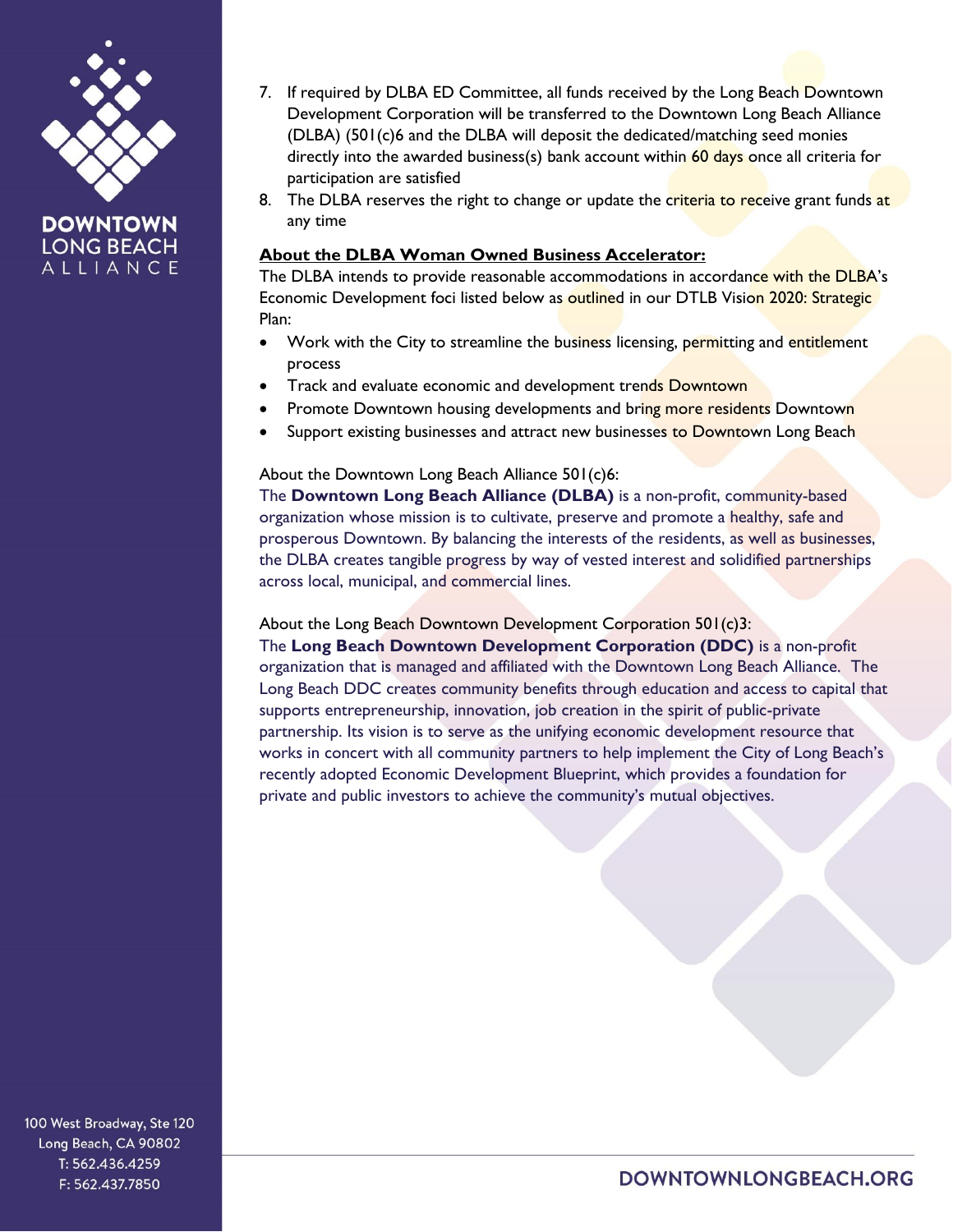7. If required by DLBA ED Committee, all funds received by the Long Beach Downtown Development Corporation will be transferred to the Downtown Long Beach Alliance (DLBA) (501(c)6 and the DLBA will deposit the dedicated/matching seed monies directly into the awarded business(s) bank account within 60 days once all criteria for participation are satisfied
8. The DLBA reserves the right to change or update the criteria to receive grant funds at any time

**About the DLBA Woman Owned Business Accelerator:**

The DLBA intends to provide reasonable accommodations in accordance with the DLBA's Economic Development foci listed below as outlined in our DTLB Vision 2020: Strategic Plan:

- Work with the City to streamline the business licensing, permitting and entitlement process
- Track and evaluate economic and development trends Downtown
- Promote Downtown housing developments and bring more residents Downtown
- Support existing businesses and attract new businesses to Downtown Long Beach

About the Downtown Long Beach Alliance 501(c)6:

The **Downtown Long Beach Alliance (DLBA)** is a non-profit, community-based organization whose mission is to cultivate, preserve and promote a healthy, safe and prosperous Downtown. By balancing the interests of the residents, as well as businesses, the DLBA creates tangible progress by way of vested interest and solidified partnerships across local, municipal, and commercial lines.

About the Long Beach Downtown Development Corporation 501(c)3:

The **Long Beach Downtown Development Corporation (DDC)** is a non-profit organization that is managed and affiliated with the Downtown Long Beach Alliance. The Long Beach DDC creates community benefits through education and access to capital that supports entrepreneurship, innovation, job creation in the spirit of public-private partnership. Its vision is to serve as the unifying economic development resource that works in concert with all community partners to help implement the City of Long Beach's recently adopted Economic Development Blueprint, which provides a foundation for private and public investors to achieve the community's mutual objectives.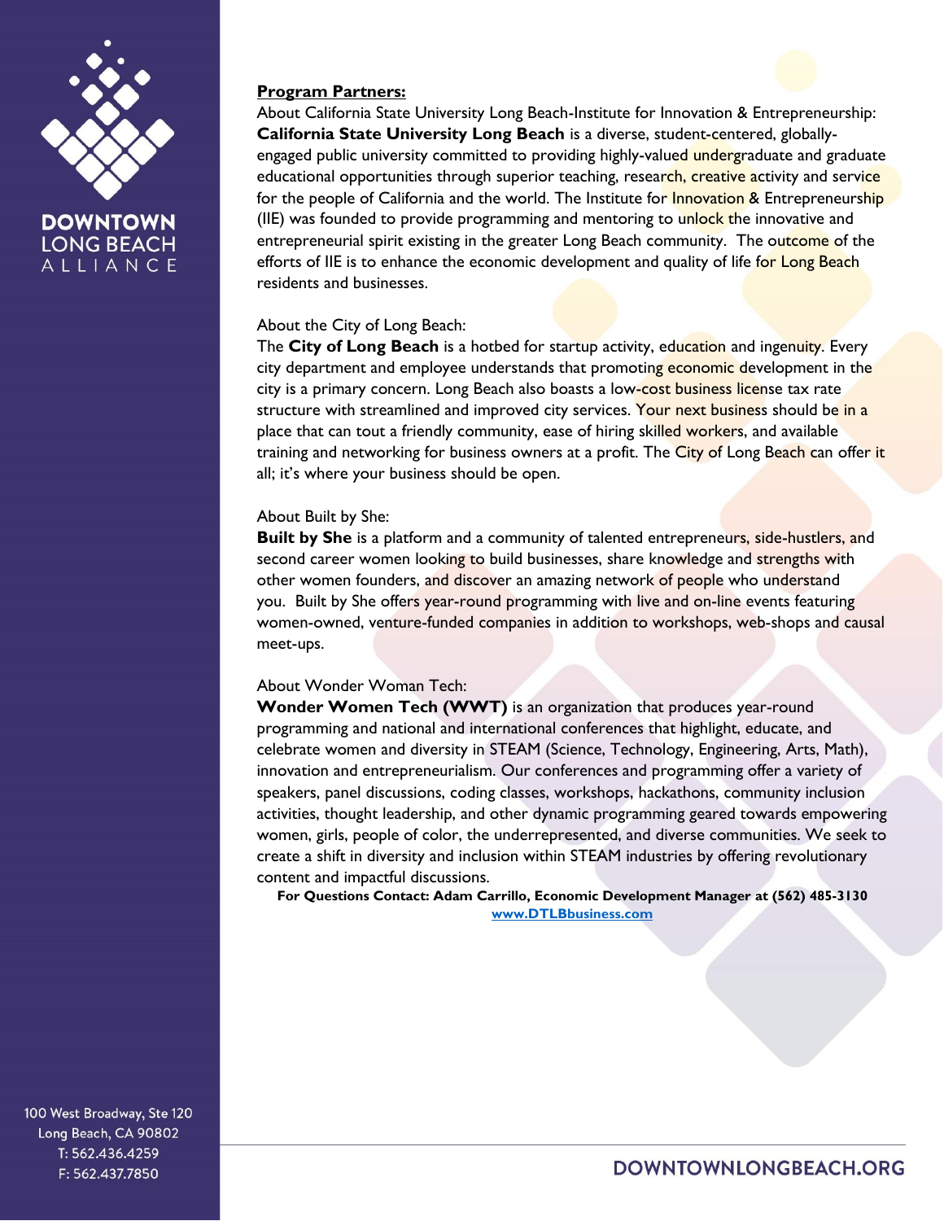**Program Partners:**

About California State University Long Beach-Institute for Innovation & Entrepreneurship:
**California State University Long Beach** is a diverse, student-centered, globally-engaged public university committed to providing highly-valued undergraduate and graduate educational opportunities through superior teaching, research, creative activity and service for the people of California and the world. The Institute for Innovation & Entrepreneurship (IIE) was founded to provide programming and mentoring to unlock the innovative and entrepreneurial spirit existing in the greater Long Beach community. The outcome of the efforts of IIE is to enhance the economic development and quality of life for Long Beach residents and businesses.

About the City of Long Beach:
The **City of Long Beach** is a hotbed for startup activity, education and ingenuity. Every city department and employee understands that promoting economic development in the city is a primary concern. Long Beach also boasts a low-cost business license tax rate structure with streamlined and improved city services. Your next business should be in a place that can tout a friendly community, ease of hiring skilled workers, and available training and networking for business owners at a profit. The City of Long Beach can offer it all; it's where your business should be open.

About Built by She:
**Built by She** is a platform and a community of talented entrepreneurs, side-hustlers, and second career women looking to build businesses, share knowledge and strengths with other women founders, and discover an amazing network of people who understand you. Built by She offers year-round programming with live and on-line events featuring women-owned, venture-funded companies in addition to workshops, web-shops and causal meet-ups.

About Wonder Woman Tech:
**Wonder Women Tech (WWT)** is an organization that produces year-round programming and national and international conferences that highlight, educate, and celebrate women and diversity in STEAM (Science, Technology, Engineering, Arts, Math), innovation and entrepreneurialism. Our conferences and programming offer a variety of speakers, panel discussions, coding classes, workshops, hackathons, community inclusion activities, thought leadership, and other dynamic programming geared towards empowering women, girls, people of color, the underrepresented, and diverse communities. We seek to create a shift in diversity and inclusion within STEAM industries by offering revolutionary content and impactful discussions.

**For Questions Contact: Adam Carrillo, Economic Development Manager at (562) 485-3130**
**www.DTLBbusiness.com**

DOWNTOWN LONG BEACH ALLIANCE

100 West Broadway, Ste 120
Long Beach, CA 90802
T: 562.436.4259
F: 562.437.7850

DOWNTOWNLONGBEACH.ORG